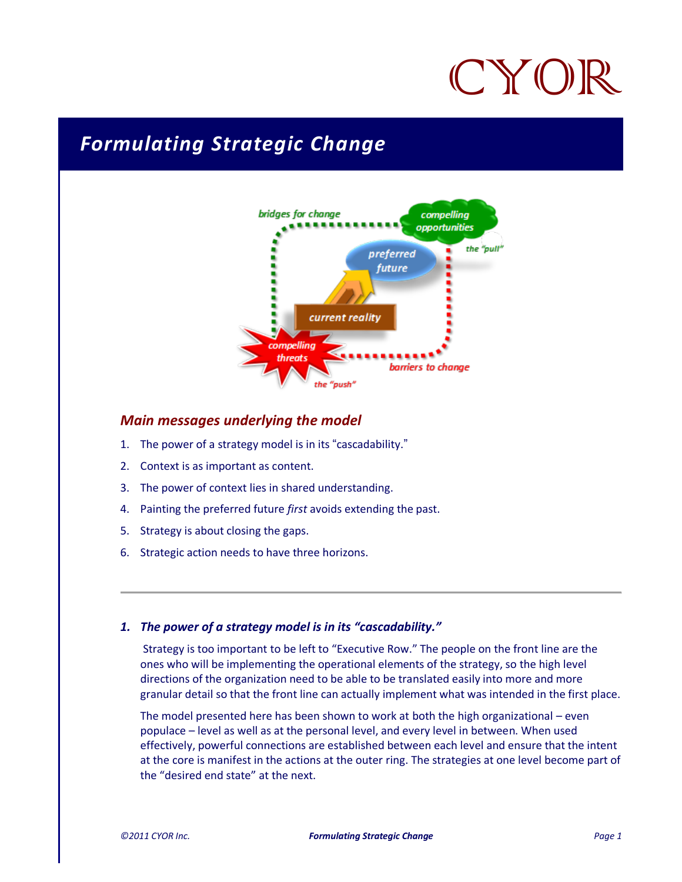# Formulating Strategic Change

bridges for change

compelling opportunities

the "pull"

preferred future

current reality

compelling threats

barriers to change

the "push"

## *Main messages underlying the model*

1. The power of a strategy model is in its "cascadability."
2. Context is as important as content.
3. The power of context lies in shared understanding.
4. Painting the preferred future *first* avoids extending the past.
5. Strategy is about closing the gaps.
6. Strategic action needs to have three horizons.

---

### *1. The power of a strategy model is in its "cascadability."*

Strategy is too important to be left to "Executive Row." The people on the front line are the ones who will be implementing the operational elements of the strategy, so the high level directions of the organization need to be able to be translated easily into more and more granular detail so that the front line can actually implement what was intended in the first place.

The model presented here has been shown to work at both the high organizational – even populace – level as well as at the personal level, and every level in between. When used effectively, powerful connections are established between each level and ensure that the intent at the core is manifest in the actions at the outer ring. The strategies at one level become part of the "desired end state" at the next.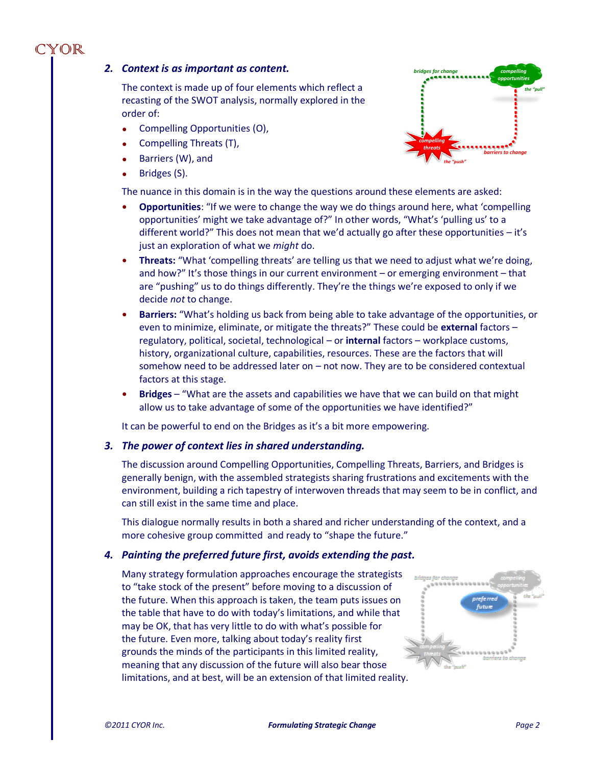### 2. *Context is as important as content.*

The context is made up of four elements which reflect a recasting of the SWOT analysis, normally explored in the order of:

- Compelling Opportunities (O),
- Compelling Threats (T),
- Barriers (W), and
- Bridges (S).

The nuance in this domain is in the way the questions around these elements are asked:

- **Opportunities**: "If we were to change the way we do things around here, what 'compelling opportunities' might we take advantage of?" In other words, "What's 'pulling us' to a different world?" This does not mean that we'd actually go after these opportunities – it's just an exploration of what we *might* do.
- **Threats:** "What 'compelling threats' are telling us that we need to adjust what we're doing, and how?" It's those things in our current environment – or emerging environment – that are "pushing" us to do things differently. They're the things we're exposed to only if we decide *not* to change.
- **Barriers:** "What's holding us back from being able to take advantage of the opportunities, or even to minimize, eliminate, or mitigate the threats?" These could be **external** factors – regulatory, political, societal, technological – or **internal** factors – workplace customs, history, organizational culture, capabilities, resources. These are the factors that will somehow need to be addressed later on – not now. They are to be considered contextual factors at this stage.
- **Bridges** – "What are the assets and capabilities we have that we can build on that might allow us to take advantage of some of the opportunities we have identified?"

It can be powerful to end on the Bridges as it's a bit more empowering.

### 3. *The power of context lies in shared understanding.*

The discussion around Compelling Opportunities, Compelling Threats, Barriers, and Bridges is generally benign, with the assembled strategists sharing frustrations and excitements with the environment, building a rich tapestry of interwoven threads that may seem to be in conflict, and can still exist in the same time and place.

This dialogue normally results in both a shared and richer understanding of the context, and a more cohesive group committed and ready to "shape the future."

### 4. *Painting the preferred future first, avoids extending the past.*

Many strategy formulation approaches encourage the strategists to "take stock of the present" before moving to a discussion of the future. When this approach is taken, the team puts issues on the table that have to do with today's limitations, and while that may be OK, that has very little to do with what's possible for the future. Even more, talking about today's reality first grounds the minds of the participants in this limited reality, meaning that any discussion of the future will also bear those limitations, and at best, will be an extension of that limited reality.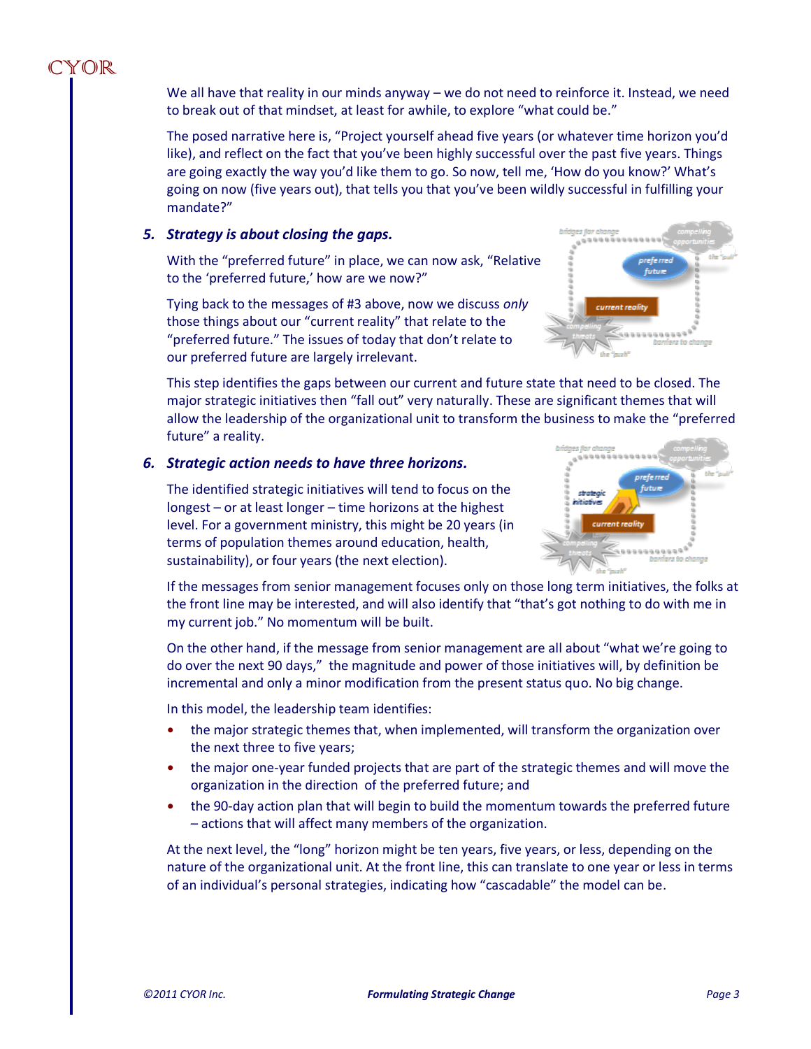We all have that reality in our minds anyway – we do not need to reinforce it. Instead, we need to break out of that mindset, at least for awhile, to explore "what could be."

The posed narrative here is, "Project yourself ahead five years (or whatever time horizon you'd like), and reflect on the fact that you've been highly successful over the past five years. Things are going exactly the way you'd like them to go. So now, tell me, 'How do you know?' What's going on now (five years out), that tells you that you've been wildly successful in fulfilling your mandate?"

### 5. *Strategy is about closing the gaps.*

With the "preferred future" in place, we can now ask, "Relative to the 'preferred future,' how are we now?"

Tying back to the messages of #3 above, now we discuss *only* those things about our "current reality" that relate to the "preferred future." The issues of today that don't relate to our preferred future are largely irrelevant.

This step identifies the gaps between our current and future state that need to be closed. The major strategic initiatives then "fall out" very naturally. These are significant themes that will allow the leadership of the organizational unit to transform the business to make the "preferred future" a reality.

### 6. *Strategic action needs to have three horizons.*

The identified strategic initiatives will tend to focus on the longest – or at least longer – time horizons at the highest level. For a government ministry, this might be 20 years (in terms of population themes around education, health, sustainability), or four years (the next election).

If the messages from senior management focuses only on those long term initiatives, the folks at the front line may be interested, and will also identify that "that's got nothing to do with me in my current job." No momentum will be built.

On the other hand, if the message from senior management are all about "what we're going to do over the next 90 days," the magnitude and power of those initiatives will, by definition be incremental and only a minor modification from the present status quo. No big change.

In this model, the leadership team identifies:

- the major strategic themes that, when implemented, will transform the organization over the next three to five years;
- the major one-year funded projects that are part of the strategic themes and will move the organization in the direction of the preferred future; and
- the 90-day action plan that will begin to build the momentum towards the preferred future – actions that will affect many members of the organization.

At the next level, the "long" horizon might be ten years, five years, or less, depending on the nature of the organizational unit. At the front line, this can translate to one year or less in terms of an individual's personal strategies, indicating how "cascadable" the model can be.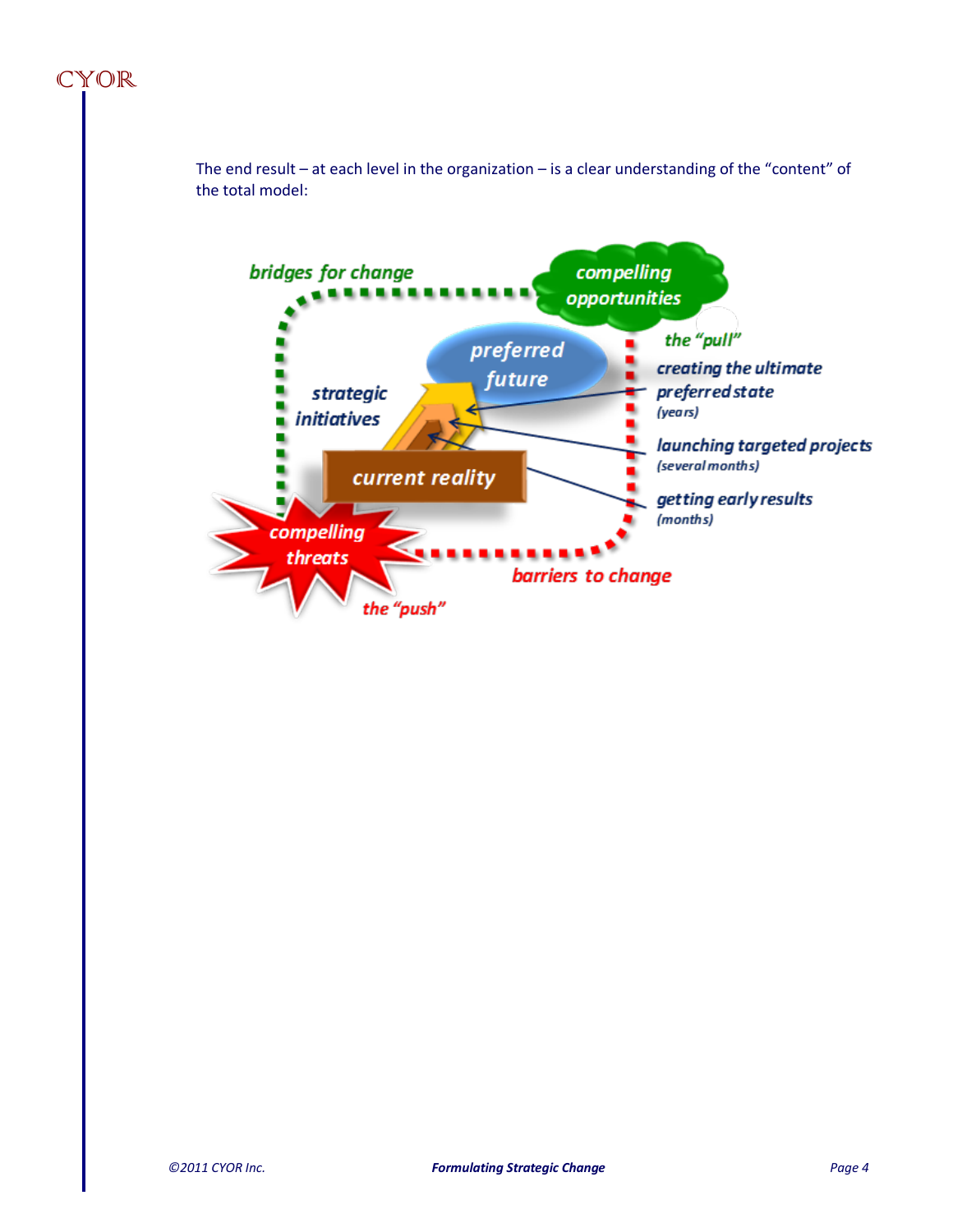The end result – at each level in the organization – is a clear understanding of the "content" of the total model:

bridges for change

compelling opportunities

the "pull"

preferred future

strategic initiatives

creating the ultimate preferred state (years)

launching targeted projects (several months)

current reality

getting early results (months)

compelling threats

barriers to change

the "push"